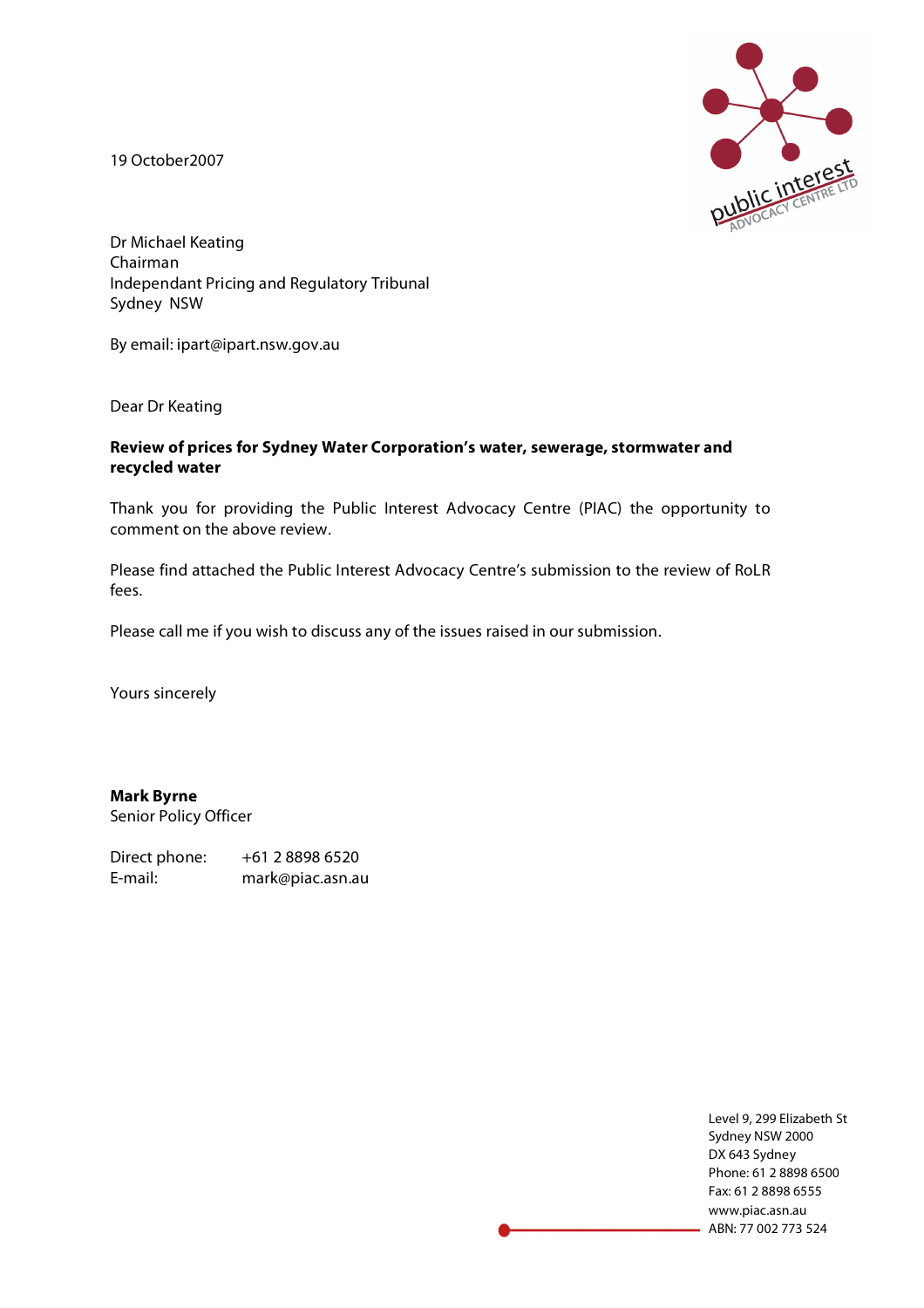public interest
ADVOCACY CENTRE LTD

19 October2007

Dr Michael Keating
Chairman
Independant Pricing and Regulatory Tribunal
Sydney NSW

By email: ipart@ipart.nsw.gov.au

Dear Dr Keating

**Review of prices for Sydney Water Corporation's water, sewerage, stormwater and recycled water**

Thank you for providing the Public Interest Advocacy Centre (PIAC) the opportunity to comment on the above review.

Please find attached the Public Interest Advocacy Centre's submission to the review of RoLR fees.

Please call me if you wish to discuss any of the issues raised in our submission.

Yours sincerely

**Mark Byrne**
Senior Policy Officer

Direct phone: +61 2 8898 6520
E-mail: mark@piac.asn.au

Level 9, 299 Elizabeth St
Sydney NSW 2000
DX 643 Sydney
Phone: 61 2 8898 6500
Fax: 61 2 8898 6555
www.piac.asn.au
ABN: 77 002 773 524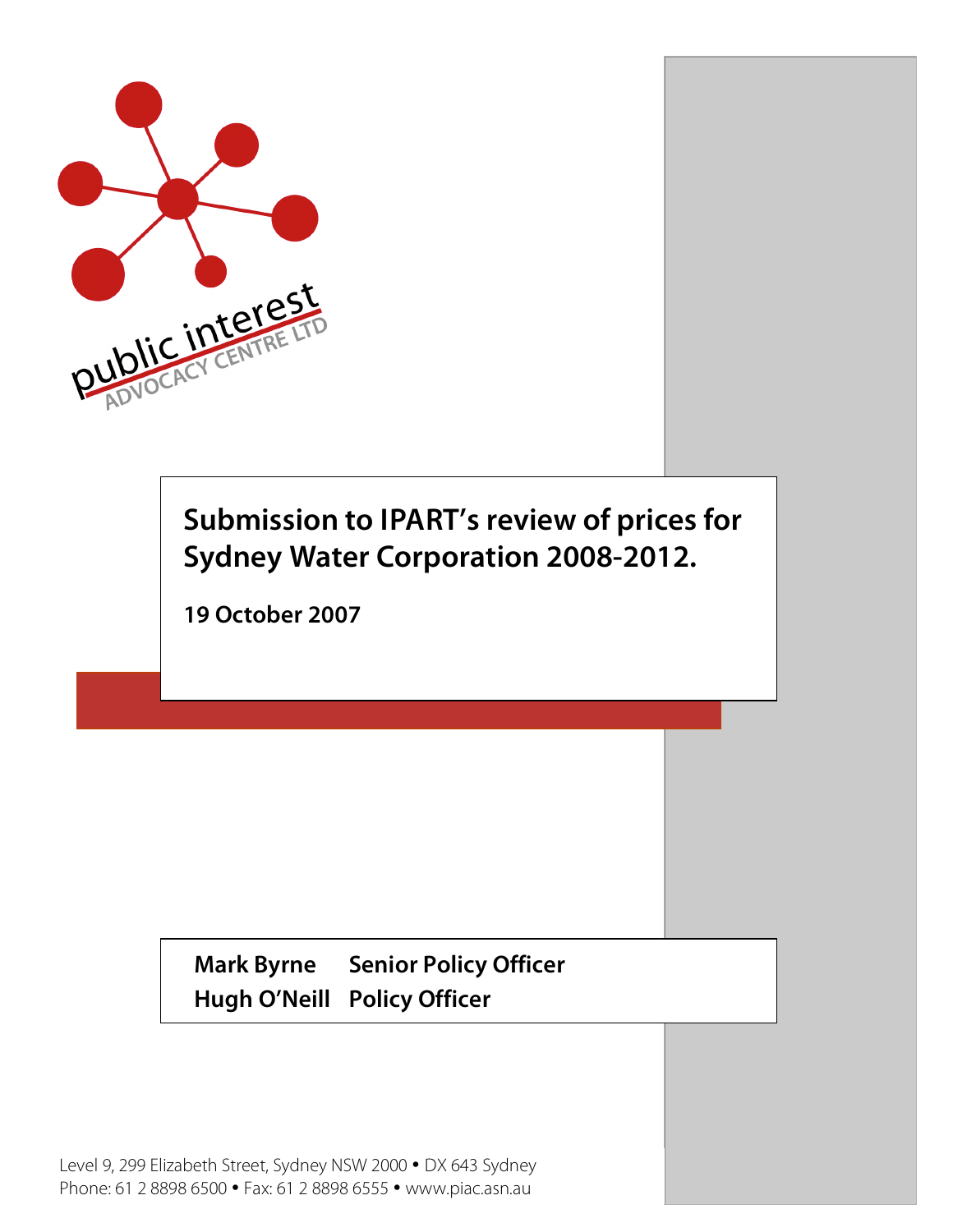public interest ADVOCACY CENTRE LTD

# Submission to IPART's review of prices for Sydney Water Corporation 2008-2012.

**19 October 2007**

| | |
|---|---|
| **Mark Byrne** | **Senior Policy Officer** |
| **Hugh O'Neill** | **Policy Officer** |

Level 9, 299 Elizabeth Street, Sydney NSW 2000 • DX 643 Sydney
Phone: 61 2 8898 6500 • Fax: 61 2 8898 6555 • www.piac.asn.au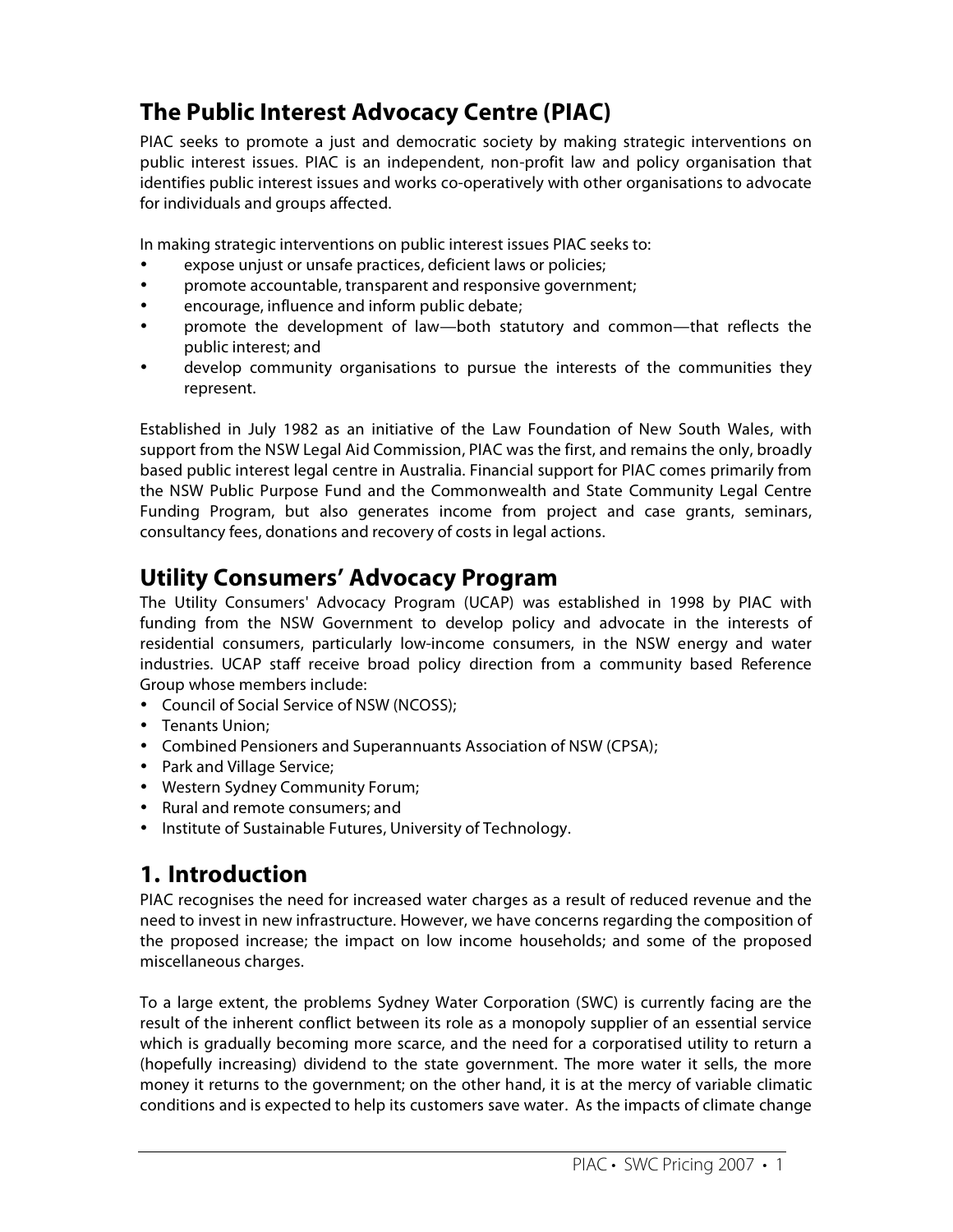## The Public Interest Advocacy Centre (PIAC)

PIAC seeks to promote a just and democratic society by making strategic interventions on public interest issues. PIAC is an independent, non-profit law and policy organisation that identifies public interest issues and works co-operatively with other organisations to advocate for individuals and groups affected.

In making strategic interventions on public interest issues PIAC seeks to:

- expose unjust or unsafe practices, deficient laws or policies;
- promote accountable, transparent and responsive government;
- encourage, influence and inform public debate;
- promote the development of law—both statutory and common—that reflects the public interest; and
- develop community organisations to pursue the interests of the communities they represent.

Established in July 1982 as an initiative of the Law Foundation of New South Wales, with support from the NSW Legal Aid Commission, PIAC was the first, and remains the only, broadly based public interest legal centre in Australia. Financial support for PIAC comes primarily from the NSW Public Purpose Fund and the Commonwealth and State Community Legal Centre Funding Program, but also generates income from project and case grants, seminars, consultancy fees, donations and recovery of costs in legal actions.

## Utility Consumers' Advocacy Program

The Utility Consumers' Advocacy Program (UCAP) was established in 1998 by PIAC with funding from the NSW Government to develop policy and advocate in the interests of residential consumers, particularly low-income consumers, in the NSW energy and water industries. UCAP staff receive broad policy direction from a community based Reference Group whose members include:

- Council of Social Service of NSW (NCOSS);
- Tenants Union;
- Combined Pensioners and Superannuants Association of NSW (CPSA);
- Park and Village Service;
- Western Sydney Community Forum;
- Rural and remote consumers; and
- Institute of Sustainable Futures, University of Technology.

## 1. Introduction

PIAC recognises the need for increased water charges as a result of reduced revenue and the need to invest in new infrastructure. However, we have concerns regarding the composition of the proposed increase; the impact on low income households; and some of the proposed miscellaneous charges.

To a large extent, the problems Sydney Water Corporation (SWC) is currently facing are the result of the inherent conflict between its role as a monopoly supplier of an essential service which is gradually becoming more scarce, and the need for a corporatised utility to return a (hopefully increasing) dividend to the state government. The more water it sells, the more money it returns to the government; on the other hand, it is at the mercy of variable climatic conditions and is expected to help its customers save water. As the impacts of climate change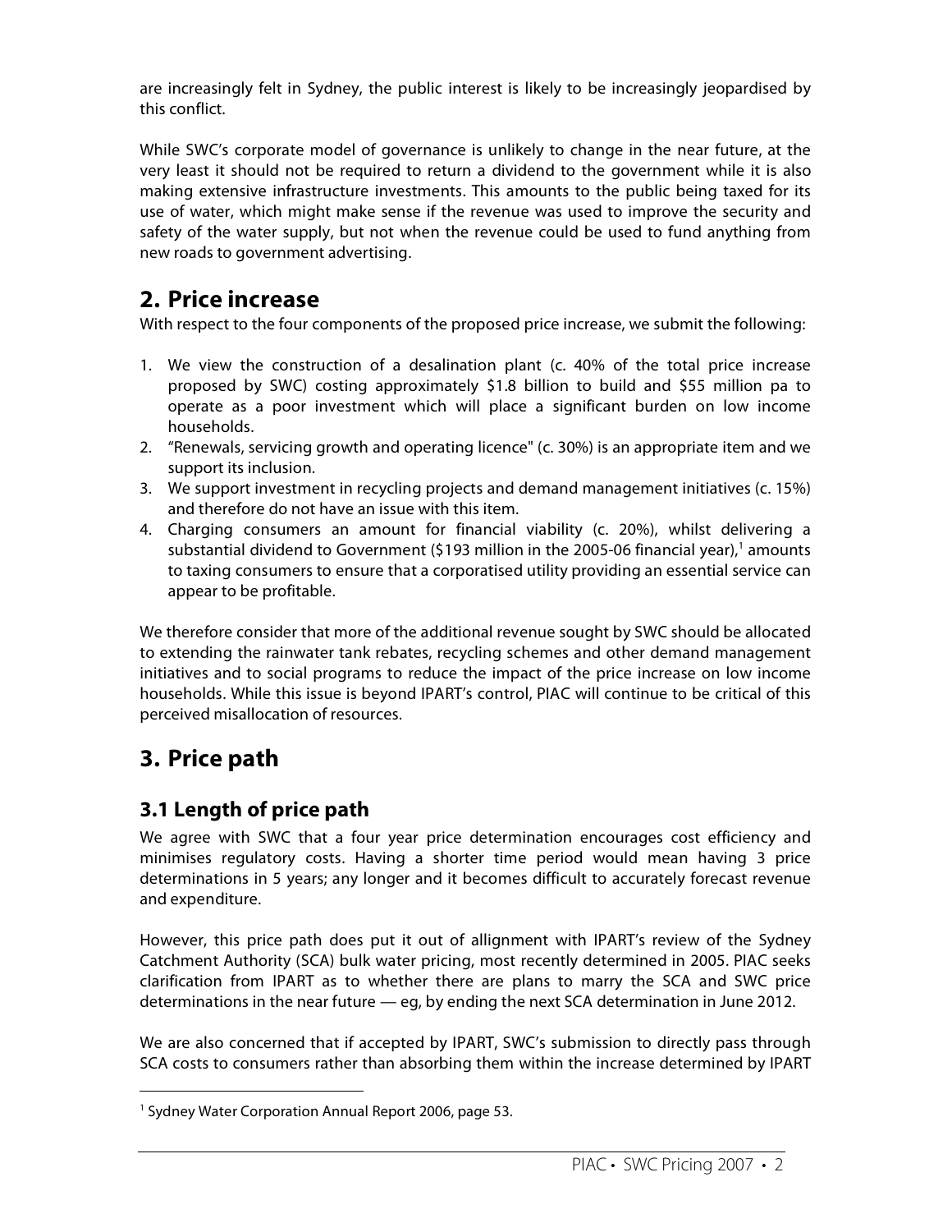are increasingly felt in Sydney, the public interest is likely to be increasingly jeopardised by this conflict.

While SWC's corporate model of governance is unlikely to change in the near future, at the very least it should not be required to return a dividend to the government while it is also making extensive infrastructure investments. This amounts to the public being taxed for its use of water, which might make sense if the revenue was used to improve the security and safety of the water supply, but not when the revenue could be used to fund anything from new roads to government advertising.

## 2. Price increase

With respect to the four components of the proposed price increase, we submit the following:

1. We view the construction of a desalination plant (c. 40% of the total price increase proposed by SWC) costing approximately $1.8 billion to build and $55 million pa to operate as a poor investment which will place a significant burden on low income households.
2. "Renewals, servicing growth and operating licence" (c. 30%) is an appropriate item and we support its inclusion.
3. We support investment in recycling projects and demand management initiatives (c. 15%) and therefore do not have an issue with this item.
4. Charging consumers an amount for financial viability (c. 20%), whilst delivering a substantial dividend to Government ($193 million in the 2005-06 financial year),[1] amounts to taxing consumers to ensure that a corporatised utility providing an essential service can appear to be profitable.

We therefore consider that more of the additional revenue sought by SWC should be allocated to extending the rainwater tank rebates, recycling schemes and other demand management initiatives and to social programs to reduce the impact of the price increase on low income households. While this issue is beyond IPART's control, PIAC will continue to be critical of this perceived misallocation of resources.

## 3. Price path

### 3.1 Length of price path

We agree with SWC that a four year price determination encourages cost efficiency and minimises regulatory costs. Having a shorter time period would mean having 3 price determinations in 5 years; any longer and it becomes difficult to accurately forecast revenue and expenditure.

However, this price path does put it out of allignment with IPART's review of the Sydney Catchment Authority (SCA) bulk water pricing, most recently determined in 2005. PIAC seeks clarification from IPART as to whether there are plans to marry the SCA and SWC price determinations in the near future — eg, by ending the next SCA determination in June 2012.

We are also concerned that if accepted by IPART, SWC's submission to directly pass through SCA costs to consumers rather than absorbing them within the increase determined by IPART

[1] Sydney Water Corporation Annual Report 2006, page 53.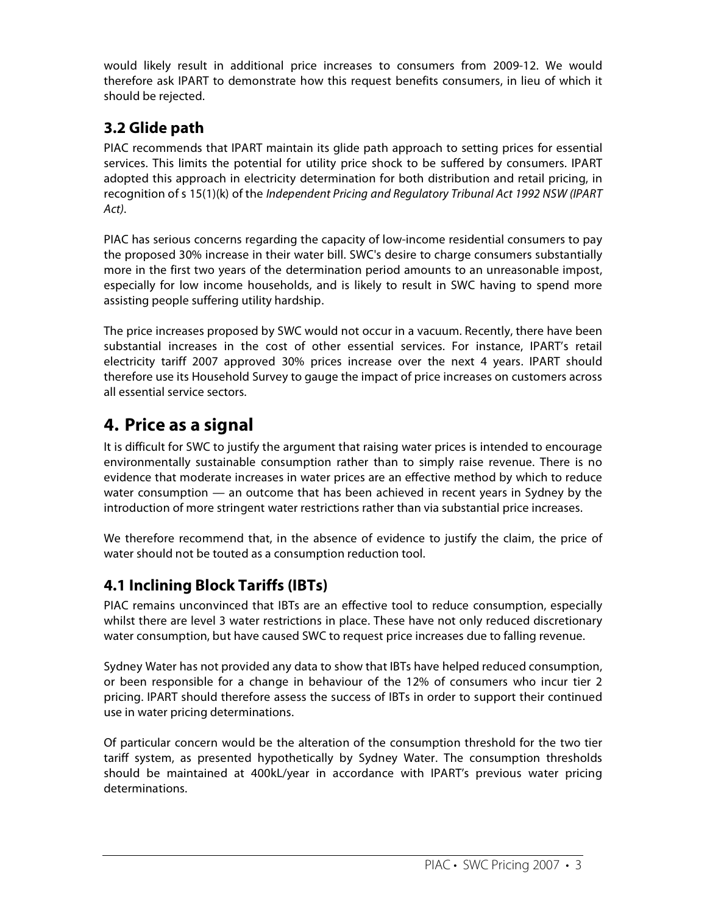would likely result in additional price increases to consumers from 2009-12. We would therefore ask IPART to demonstrate how this request benefits consumers, in lieu of which it should be rejected.

### 3.2 Glide path

PIAC recommends that IPART maintain its glide path approach to setting prices for essential services. This limits the potential for utility price shock to be suffered by consumers. IPART adopted this approach in electricity determination for both distribution and retail pricing, in recognition of s 15(1)(k) of the *Independent Pricing and Regulatory Tribunal Act 1992 NSW (IPART Act)*.

PIAC has serious concerns regarding the capacity of low-income residential consumers to pay the proposed 30% increase in their water bill. SWC's desire to charge consumers substantially more in the first two years of the determination period amounts to an unreasonable impost, especially for low income households, and is likely to result in SWC having to spend more assisting people suffering utility hardship.

The price increases proposed by SWC would not occur in a vacuum. Recently, there have been substantial increases in the cost of other essential services. For instance, IPART's retail electricity tariff 2007 approved 30% prices increase over the next 4 years. IPART should therefore use its Household Survey to gauge the impact of price increases on customers across all essential service sectors.

## 4. Price as a signal

It is difficult for SWC to justify the argument that raising water prices is intended to encourage environmentally sustainable consumption rather than to simply raise revenue. There is no evidence that moderate increases in water prices are an effective method by which to reduce water consumption — an outcome that has been achieved in recent years in Sydney by the introduction of more stringent water restrictions rather than via substantial price increases.

We therefore recommend that, in the absence of evidence to justify the claim, the price of water should not be touted as a consumption reduction tool.

### 4.1 Inclining Block Tariffs (IBTs)

PIAC remains unconvinced that IBTs are an effective tool to reduce consumption, especially whilst there are level 3 water restrictions in place. These have not only reduced discretionary water consumption, but have caused SWC to request price increases due to falling revenue.

Sydney Water has not provided any data to show that IBTs have helped reduced consumption, or been responsible for a change in behaviour of the 12% of consumers who incur tier 2 pricing. IPART should therefore assess the success of IBTs in order to support their continued use in water pricing determinations.

Of particular concern would be the alteration of the consumption threshold for the two tier tariff system, as presented hypothetically by Sydney Water. The consumption thresholds should be maintained at 400kL/year in accordance with IPART's previous water pricing determinations.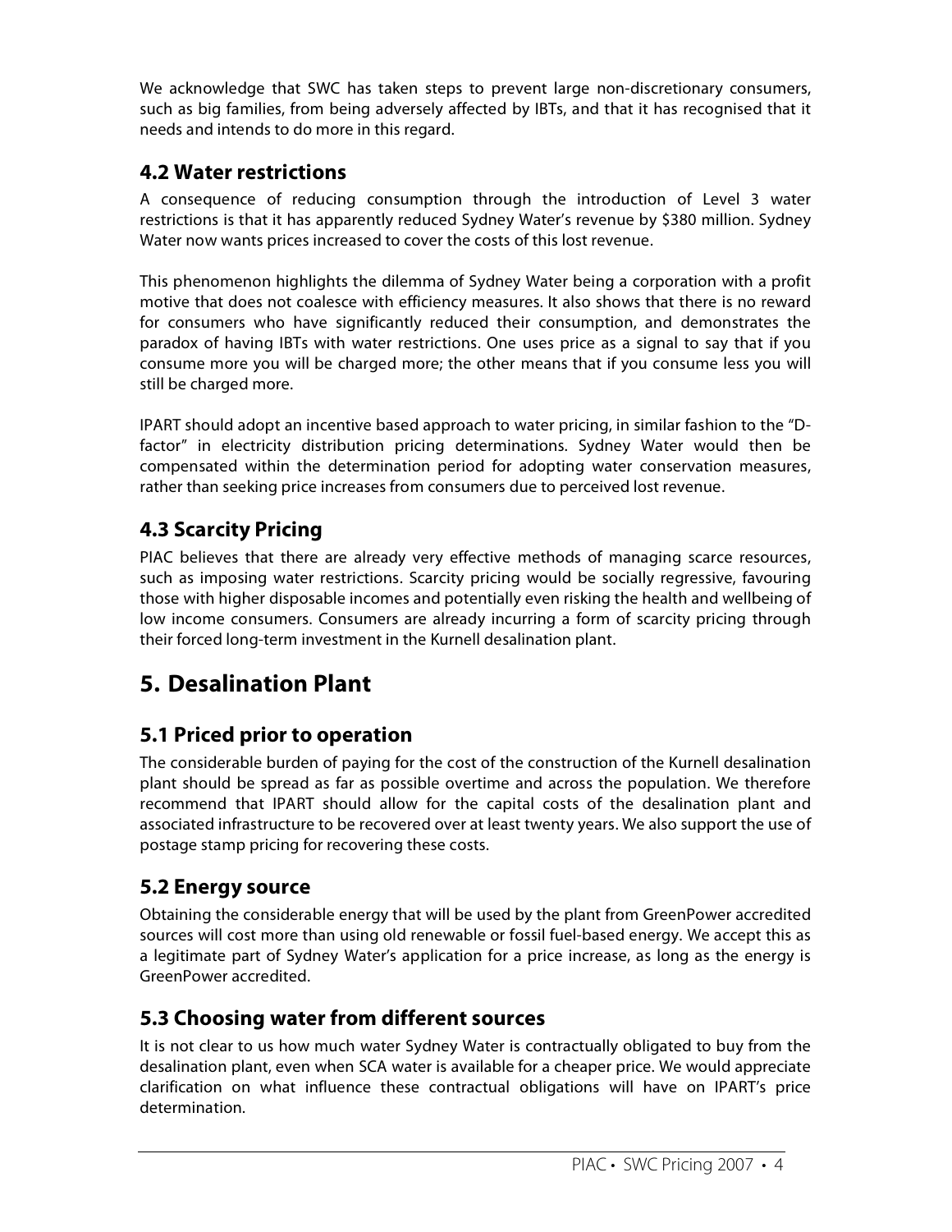We acknowledge that SWC has taken steps to prevent large non-discretionary consumers, such as big families, from being adversely affected by IBTs, and that it has recognised that it needs and intends to do more in this regard.

### 4.2 Water restrictions

A consequence of reducing consumption through the introduction of Level 3 water restrictions is that it has apparently reduced Sydney Water's revenue by $380 million. Sydney Water now wants prices increased to cover the costs of this lost revenue.

This phenomenon highlights the dilemma of Sydney Water being a corporation with a profit motive that does not coalesce with efficiency measures. It also shows that there is no reward for consumers who have significantly reduced their consumption, and demonstrates the paradox of having IBTs with water restrictions. One uses price as a signal to say that if you consume more you will be charged more; the other means that if you consume less you will still be charged more.

IPART should adopt an incentive based approach to water pricing, in similar fashion to the "D-factor" in electricity distribution pricing determinations. Sydney Water would then be compensated within the determination period for adopting water conservation measures, rather than seeking price increases from consumers due to perceived lost revenue.

### 4.3 Scarcity Pricing

PIAC believes that there are already very effective methods of managing scarce resources, such as imposing water restrictions. Scarcity pricing would be socially regressive, favouring those with higher disposable incomes and potentially even risking the health and wellbeing of low income consumers. Consumers are already incurring a form of scarcity pricing through their forced long-term investment in the Kurnell desalination plant.

## 5. Desalination Plant

### 5.1 Priced prior to operation

The considerable burden of paying for the cost of the construction of the Kurnell desalination plant should be spread as far as possible overtime and across the population. We therefore recommend that IPART should allow for the capital costs of the desalination plant and associated infrastructure to be recovered over at least twenty years. We also support the use of postage stamp pricing for recovering these costs.

### 5.2 Energy source

Obtaining the considerable energy that will be used by the plant from GreenPower accredited sources will cost more than using old renewable or fossil fuel-based energy. We accept this as a legitimate part of Sydney Water's application for a price increase, as long as the energy is GreenPower accredited.

### 5.3 Choosing water from different sources

It is not clear to us how much water Sydney Water is contractually obligated to buy from the desalination plant, even when SCA water is available for a cheaper price. We would appreciate clarification on what influence these contractual obligations will have on IPART's price determination.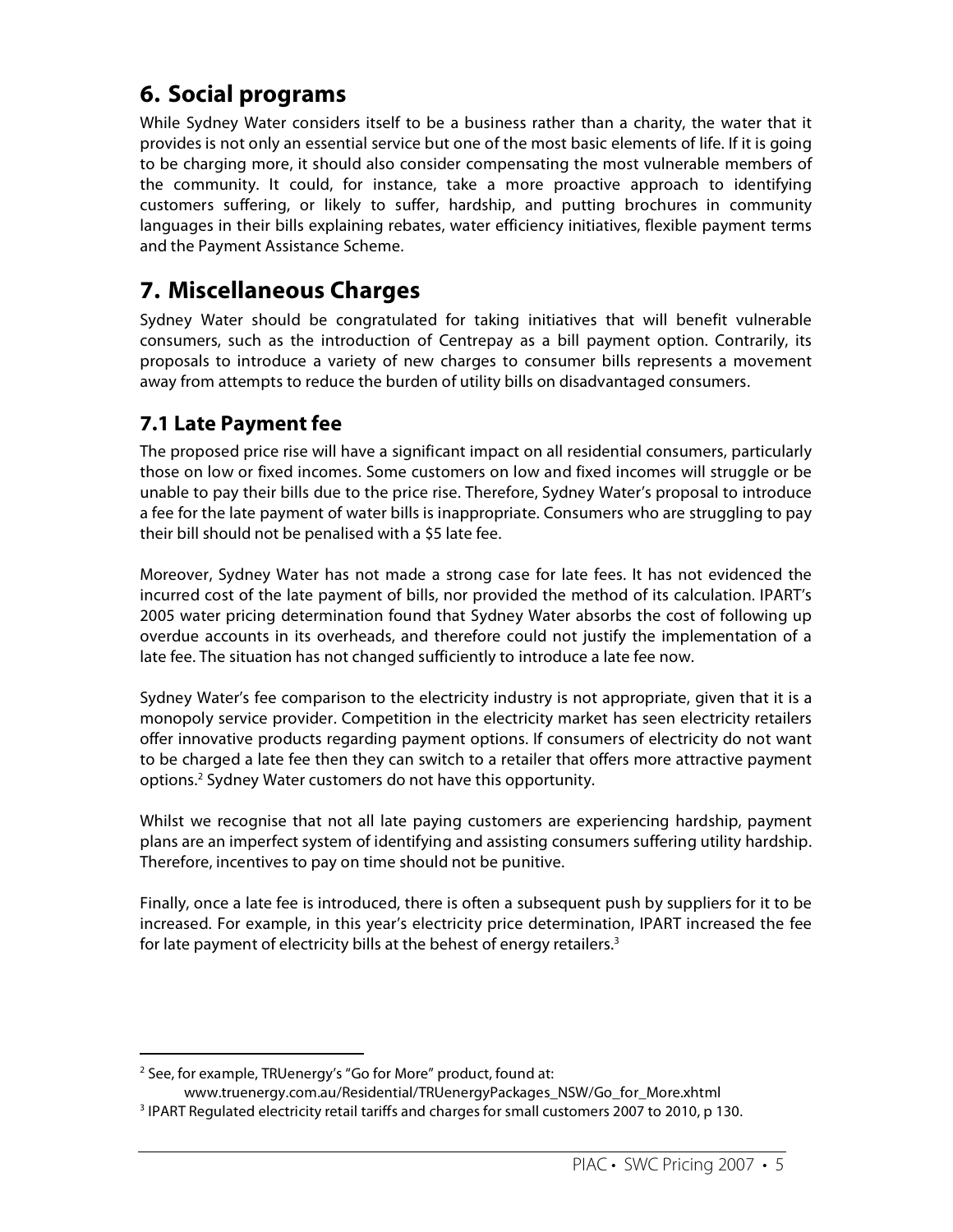## 6. Social programs

While Sydney Water considers itself to be a business rather than a charity, the water that it provides is not only an essential service but one of the most basic elements of life. If it is going to be charging more, it should also consider compensating the most vulnerable members of the community. It could, for instance, take a more proactive approach to identifying customers suffering, or likely to suffer, hardship, and putting brochures in community languages in their bills explaining rebates, water efficiency initiatives, flexible payment terms and the Payment Assistance Scheme.

## 7. Miscellaneous Charges

Sydney Water should be congratulated for taking initiatives that will benefit vulnerable consumers, such as the introduction of Centrepay as a bill payment option. Contrarily, its proposals to introduce a variety of new charges to consumer bills represents a movement away from attempts to reduce the burden of utility bills on disadvantaged consumers.

### 7.1 Late Payment fee

The proposed price rise will have a significant impact on all residential consumers, particularly those on low or fixed incomes. Some customers on low and fixed incomes will struggle or be unable to pay their bills due to the price rise. Therefore, Sydney Water's proposal to introduce a fee for the late payment of water bills is inappropriate. Consumers who are struggling to pay their bill should not be penalised with a $5 late fee.

Moreover, Sydney Water has not made a strong case for late fees. It has not evidenced the incurred cost of the late payment of bills, nor provided the method of its calculation. IPART's 2005 water pricing determination found that Sydney Water absorbs the cost of following up overdue accounts in its overheads, and therefore could not justify the implementation of a late fee. The situation has not changed sufficiently to introduce a late fee now.

Sydney Water's fee comparison to the electricity industry is not appropriate, given that it is a monopoly service provider. Competition in the electricity market has seen electricity retailers offer innovative products regarding payment options. If consumers of electricity do not want to be charged a late fee then they can switch to a retailer that offers more attractive payment options.[2] Sydney Water customers do not have this opportunity.

Whilst we recognise that not all late paying customers are experiencing hardship, payment plans are an imperfect system of identifying and assisting consumers suffering utility hardship. Therefore, incentives to pay on time should not be punitive.

Finally, once a late fee is introduced, there is often a subsequent push by suppliers for it to be increased. For example, in this year's electricity price determination, IPART increased the fee for late payment of electricity bills at the behest of energy retailers.[3]

---

[2] See, for example, TRUenergy's "Go for More" product, found at: www.truenergy.com.au/Residential/TRUenergyPackages_NSW/Go_for_More.xhtml

[3] IPART Regulated electricity retail tariffs and charges for small customers 2007 to 2010, p 130.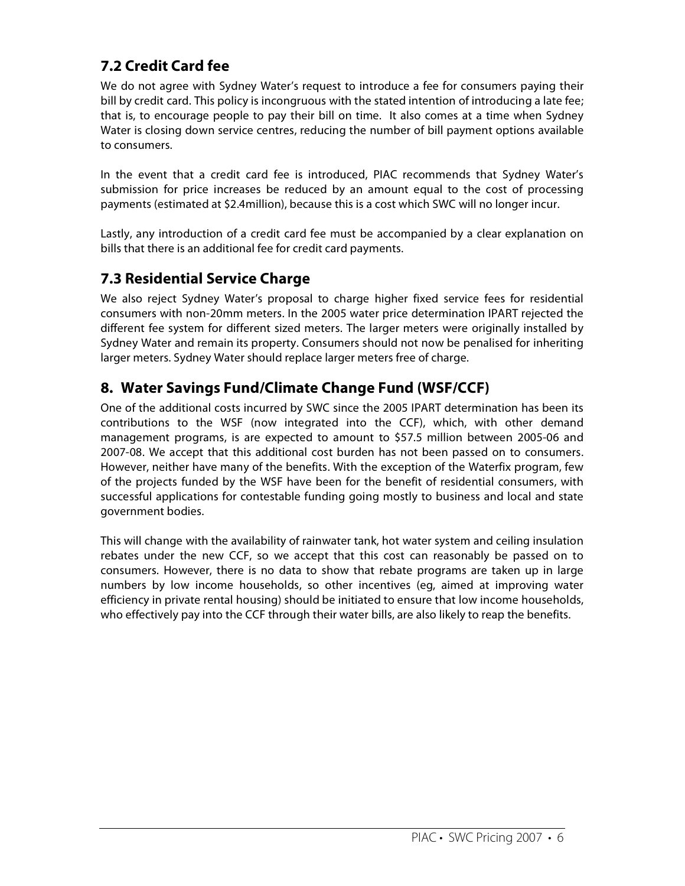## 7.2 Credit Card fee

We do not agree with Sydney Water's request to introduce a fee for consumers paying their bill by credit card. This policy is incongruous with the stated intention of introducing a late fee; that is, to encourage people to pay their bill on time. It also comes at a time when Sydney Water is closing down service centres, reducing the number of bill payment options available to consumers.

In the event that a credit card fee is introduced, PIAC recommends that Sydney Water's submission for price increases be reduced by an amount equal to the cost of processing payments (estimated at $2.4million), because this is a cost which SWC will no longer incur.

Lastly, any introduction of a credit card fee must be accompanied by a clear explanation on bills that there is an additional fee for credit card payments.

## 7.3 Residential Service Charge

We also reject Sydney Water's proposal to charge higher fixed service fees for residential consumers with non-20mm meters. In the 2005 water price determination IPART rejected the different fee system for different sized meters. The larger meters were originally installed by Sydney Water and remain its property. Consumers should not now be penalised for inheriting larger meters. Sydney Water should replace larger meters free of charge.

## 8. Water Savings Fund/Climate Change Fund (WSF/CCF)

One of the additional costs incurred by SWC since the 2005 IPART determination has been its contributions to the WSF (now integrated into the CCF), which, with other demand management programs, is are expected to amount to $57.5 million between 2005-06 and 2007-08. We accept that this additional cost burden has not been passed on to consumers. However, neither have many of the benefits. With the exception of the Waterfix program, few of the projects funded by the WSF have been for the benefit of residential consumers, with successful applications for contestable funding going mostly to business and local and state government bodies.

This will change with the availability of rainwater tank, hot water system and ceiling insulation rebates under the new CCF, so we accept that this cost can reasonably be passed on to consumers. However, there is no data to show that rebate programs are taken up in large numbers by low income households, so other incentives (eg, aimed at improving water efficiency in private rental housing) should be initiated to ensure that low income households, who effectively pay into the CCF through their water bills, are also likely to reap the benefits.